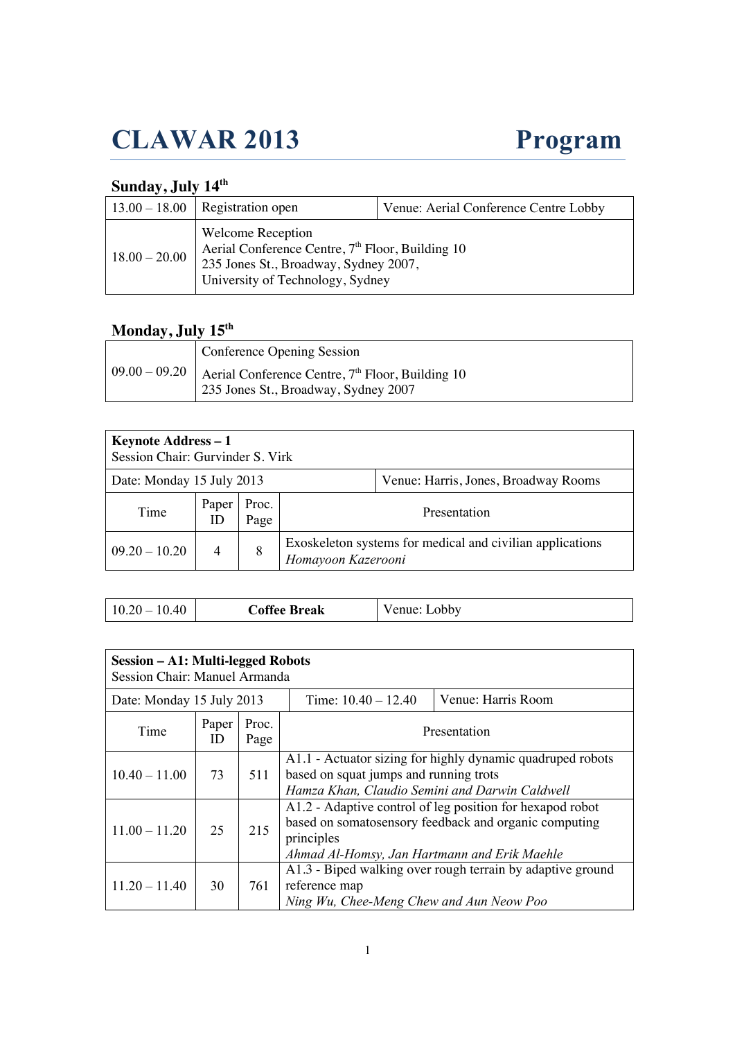# CLAWAR 2013 Program

## Sunday, July 14th

| | | |
|---|---|---|
| 13.00 – 18.00 | Registration open | Venue: Aerial Conference Centre Lobby |
| 18.00 – 20.00 | Welcome Reception<br>Aerial Conference Centre, 7th Floor, Building 10<br>235 Jones St., Broadway, Sydney 2007,<br>University of Technology, Sydney | |

## Monday, July 15th

| | |
|---|---|
| 09.00 – 09.20 | Conference Opening Session<br>Aerial Conference Centre, 7th Floor, Building 10<br>235 Jones St., Broadway, Sydney 2007 |

| **Keynote Address – 1**<br>Session Chair: Gurvinder S. Virk | | | |
|---|---|---|---|
| Date: Monday 15 July 2013 | | | Venue: Harris, Jones, Broadway Rooms |
| Time | Paper ID | Proc. Page | Presentation |
| 09.20 – 10.20 | 4 | 8 | Exoskeleton systems for medical and civilian applications<br>*Homayoon Kazerooni* |

| | | |
|---|---|---|
| 10.20 – 10.40 | **Coffee Break** | Venue: Lobby |

| **Session – A1: Multi-legged Robots**<br>Session Chair: Manuel Armanda | | | |
|---|---|---|---|
| Date: Monday 15 July 2013 | | Time: 10.40 – 12.40 | Venue: Harris Room |
| Time | Paper ID | Proc. Page | Presentation |
| 10.40 – 11.00 | 73 | 511 | A1.1 - Actuator sizing for highly dynamic quadruped robots based on squat jumps and running trots<br>*Hamza Khan, Claudio Semini and Darwin Caldwell* |
| 11.00 – 11.20 | 25 | 215 | A1.2 - Adaptive control of leg position for hexapod robot based on somatosensory feedback and organic computing principles<br>*Ahmad Al-Homsy, Jan Hartmann and Erik Maehle* |
| 11.20 – 11.40 | 30 | 761 | A1.3 - Biped walking over rough terrain by adaptive ground reference map<br>*Ning Wu, Chee-Meng Chew and Aun Neow Poo* |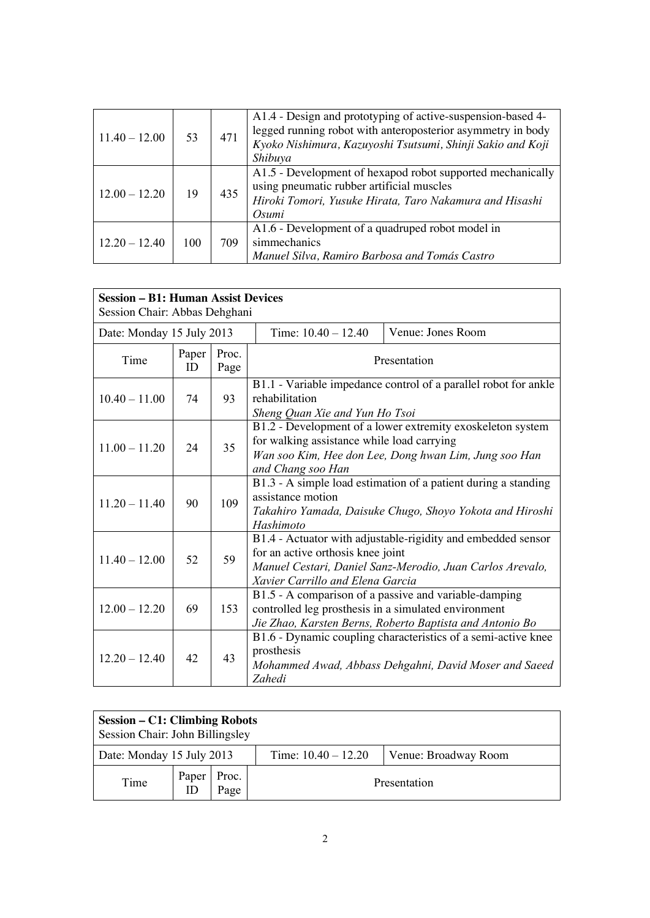| Time | Paper ID | Proc. Page | Presentation |
|---|---|---|---|
| 11.40 – 12.00 | 53 | 471 | A1.4 - Design and prototyping of active-suspension-based 4-legged running robot with anteroposterior asymmetry in body *Kyoko Nishimura, Kazuyoshi Tsutsumi, Shinji Sakio and Koji Shibuya* |
| 12.00 – 12.20 | 19 | 435 | A1.5 - Development of hexapod robot supported mechanically using pneumatic rubber artificial muscles *Hiroki Tomori, Yusuke Hirata, Taro Nakamura and Hisashi Osumi* |
| 12.20 – 12.40 | 100 | 709 | A1.6 - Development of a quadruped robot model in simmechanics *Manuel Silva, Ramiro Barbosa and Tomás Castro* |

**Session – B1: Human Assist Devices**
Session Chair: Abbas Dehghani

Date: Monday 15 July 2013 | Time: 10.40 – 12.40 | Venue: Jones Room

| Time | Paper ID | Proc. Page | Presentation |
|---|---|---|---|
| 10.40 – 11.00 | 74 | 93 | B1.1 - Variable impedance control of a parallel robot for ankle rehabilitation *Sheng Quan Xie and Yun Ho Tsoi* |
| 11.00 – 11.20 | 24 | 35 | B1.2 - Development of a lower extremity exoskeleton system for walking assistance while load carrying *Wan soo Kim, Hee don Lee, Dong hwan Lim, Jung soo Han and Chang soo Han* |
| 11.20 – 11.40 | 90 | 109 | B1.3 - A simple load estimation of a patient during a standing assistance motion *Takahiro Yamada, Daisuke Chugo, Shoyo Yokota and Hiroshi Hashimoto* |
| 11.40 – 12.00 | 52 | 59 | B1.4 - Actuator with adjustable-rigidity and embedded sensor for an active orthosis knee joint *Manuel Cestari, Daniel Sanz-Merodio, Juan Carlos Arevalo, Xavier Carrillo and Elena Garcia* |
| 12.00 – 12.20 | 69 | 153 | B1.5 - A comparison of a passive and variable-damping controlled leg prosthesis in a simulated environment *Jie Zhao, Karsten Berns, Roberto Baptista and Antonio Bo* |
| 12.20 – 12.40 | 42 | 43 | B1.6 - Dynamic coupling characteristics of a semi-active knee prosthesis *Mohammed Awad, Abbass Dehgahni, David Moser and Saeed Zahedi* |

**Session – C1: Climbing Robots**
Session Chair: John Billingsley

Date: Monday 15 July 2013 | Time: 10.40 – 12.20 | Venue: Broadway Room

| Time | Paper ID | Proc. Page | Presentation |
|---|---|---|---|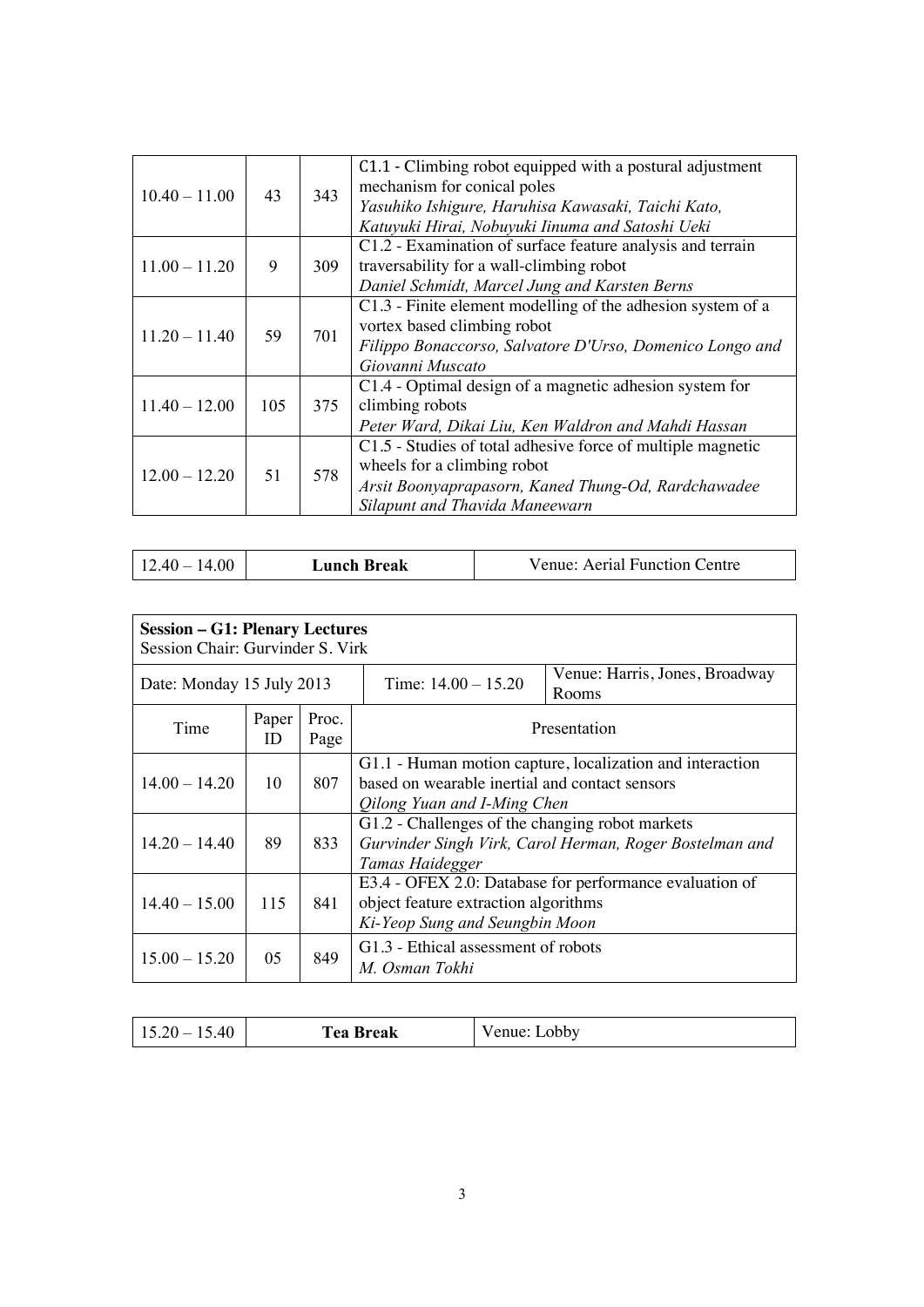| Time | Paper ID | Proc. Page | Presentation |
|---|---|---|---|
| 10.40 – 11.00 | 43 | 343 | C1.1 - Climbing robot equipped with a postural adjustment mechanism for conical poles *Yasuhiko Ishigure, Haruhisa Kawasaki, Taichi Kato, Katuyuki Hirai, Nobuyuki Iinuma and Satoshi Ueki* |
| 11.00 – 11.20 | 9 | 309 | C1.2 - Examination of surface feature analysis and terrain traversability for a wall-climbing robot *Daniel Schmidt, Marcel Jung and Karsten Berns* |
| 11.20 – 11.40 | 59 | 701 | C1.3 - Finite element modelling of the adhesion system of a vortex based climbing robot *Filippo Bonaccorso, Salvatore D'Urso, Domenico Longo and Giovanni Muscato* |
| 11.40 – 12.00 | 105 | 375 | C1.4 - Optimal design of a magnetic adhesion system for climbing robots *Peter Ward, Dikai Liu, Ken Waldron and Mahdi Hassan* |
| 12.00 – 12.20 | 51 | 578 | C1.5 - Studies of total adhesive force of multiple magnetic wheels for a climbing robot *Arsit Boonyaprapasorn, Kaned Thung-Od, Rardchawadee Silapunt and Thavida Maneewarn* |

| 12.40 – 14.00 | **Lunch Break** | Venue: Aerial Function Centre |
|---|---|---|

| **Session – G1: Plenary Lectures** Session Chair: Gurvinder S. Virk | | | |
|---|---|---|---|
| Date: Monday 15 July 2013 | | Time: 14.00 – 15.20 | Venue: Harris, Jones, Broadway Rooms |
| Time | Paper ID | Proc. Page | Presentation |
| 14.00 – 14.20 | 10 | 807 | G1.1 - Human motion capture, localization and interaction based on wearable inertial and contact sensors *Qilong Yuan and I-Ming Chen* |
| 14.20 – 14.40 | 89 | 833 | G1.2 - Challenges of the changing robot markets *Gurvinder Singh Virk, Carol Herman, Roger Bostelman and Tamas Haidegger* |
| 14.40 – 15.00 | 115 | 841 | E3.4 - OFEX 2.0: Database for performance evaluation of object feature extraction algorithms *Ki-Yeop Sung and Seungbin Moon* |
| 15.00 – 15.20 | 05 | 849 | G1.3 - Ethical assessment of robots *M. Osman Tokhi* |

| 15.20 – 15.40 | **Tea Break** | Venue: Lobby |
|---|---|---|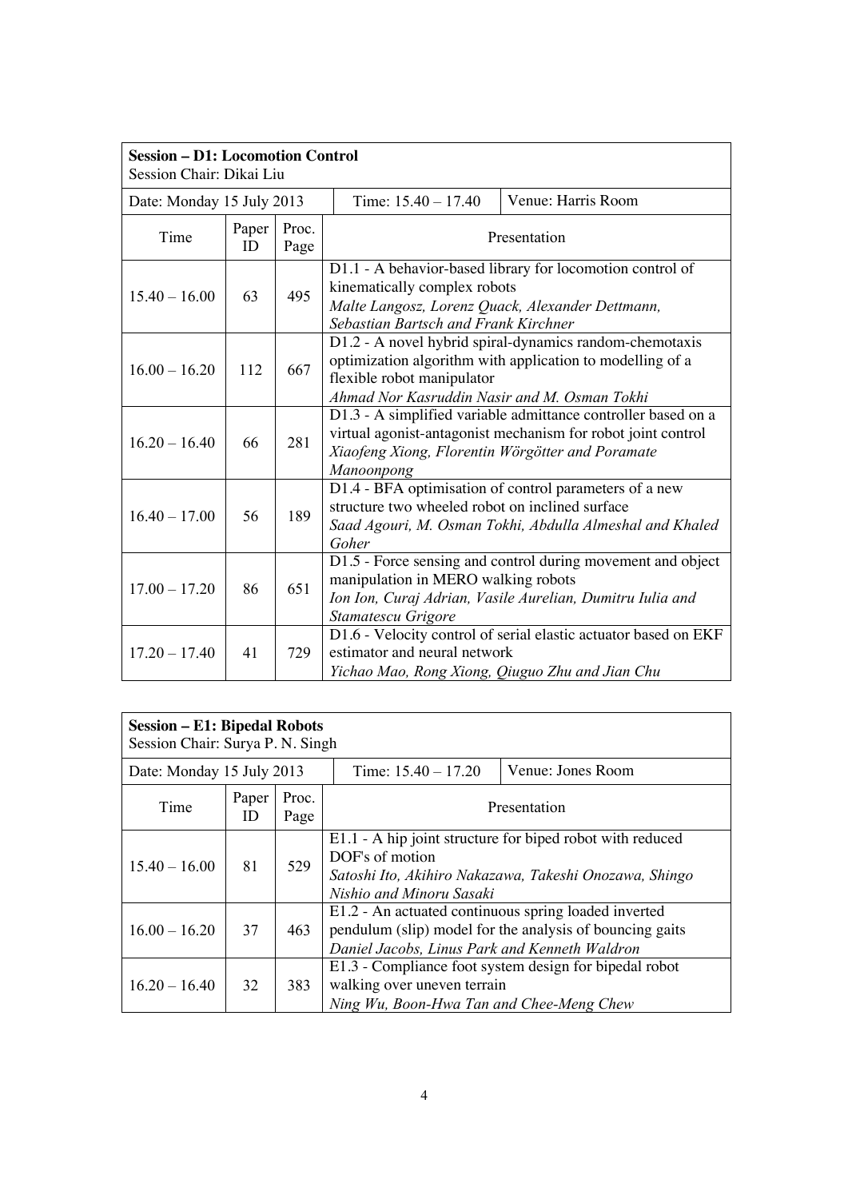**Session – D1: Locomotion Control**
Session Chair: Dikai Liu

| Date: Monday 15 July 2013 | | | Time: 15.40 – 17.40 | Venue: Harris Room |
|---|---|---|---|---|
| Time | Paper ID | Proc. Page | Presentation | |
| 15.40 – 16.00 | 63 | 495 | D1.1 - A behavior-based library for locomotion control of kinematically complex robots *Malte Langosz, Lorenz Quack, Alexander Dettmann, Sebastian Bartsch and Frank Kirchner* | |
| 16.00 – 16.20 | 112 | 667 | D1.2 - A novel hybrid spiral-dynamics random-chemotaxis optimization algorithm with application to modelling of a flexible robot manipulator *Ahmad Nor Kasruddin Nasir and M. Osman Tokhi* | |
| 16.20 – 16.40 | 66 | 281 | D1.3 - A simplified variable admittance controller based on a virtual agonist-antagonist mechanism for robot joint control *Xiaofeng Xiong, Florentin Wörgötter and Poramate Manoonpong* | |
| 16.40 – 17.00 | 56 | 189 | D1.4 - BFA optimisation of control parameters of a new structure two wheeled robot on inclined surface *Saad Agouri, M. Osman Tokhi, Abdulla Almeshal and Khaled Goher* | |
| 17.00 – 17.20 | 86 | 651 | D1.5 - Force sensing and control during movement and object manipulation in MERO walking robots *Ion Ion, Curaj Adrian, Vasile Aurelian, Dumitru Iulia and Stamatescu Grigore* | |
| 17.20 – 17.40 | 41 | 729 | D1.6 - Velocity control of serial elastic actuator based on EKF estimator and neural network *Yichao Mao, Rong Xiong, Qiuguo Zhu and Jian Chu* | |

**Session – E1: Bipedal Robots**
Session Chair: Surya P. N. Singh

| Date: Monday 15 July 2013 | | | Time: 15.40 – 17.20 | Venue: Jones Room |
|---|---|---|---|---|
| Time | Paper ID | Proc. Page | Presentation | |
| 15.40 – 16.00 | 81 | 529 | E1.1 - A hip joint structure for biped robot with reduced DOF's of motion *Satoshi Ito, Akihiro Nakazawa, Takeshi Onozawa, Shingo Nishio and Minoru Sasaki* | |
| 16.00 – 16.20 | 37 | 463 | E1.2 - An actuated continuous spring loaded inverted pendulum (slip) model for the analysis of bouncing gaits *Daniel Jacobs, Linus Park and Kenneth Waldron* | |
| 16.20 – 16.40 | 32 | 383 | E1.3 - Compliance foot system design for bipedal robot walking over uneven terrain *Ning Wu, Boon-Hwa Tan and Chee-Meng Chew* | |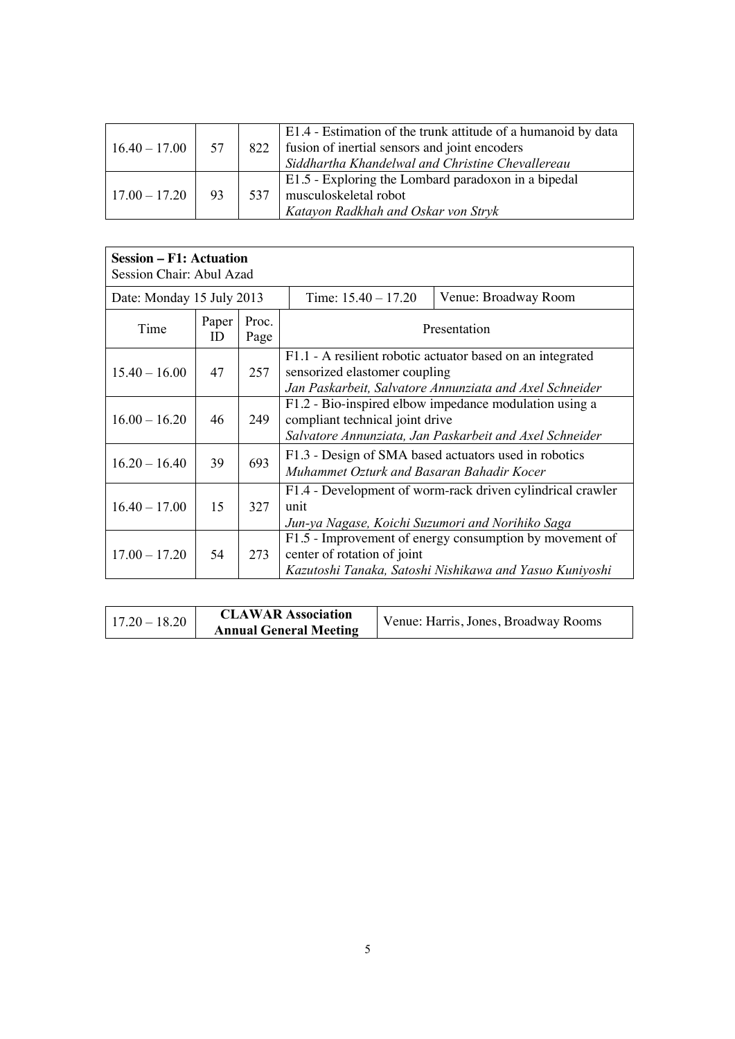| | | | |
|---|---|---|---|
| 16.40 – 17.00 | 57 | 822 | E1.4 - Estimation of the trunk attitude of a humanoid by data fusion of inertial sensors and joint encoders<br>*Siddhartha Khandelwal and Christine Chevallereau* |
| 17.00 – 17.20 | 93 | 537 | E1.5 - Exploring the Lombard paradoxon in a bipedal musculoskeletal robot<br>*Katayon Radkhah and Oskar von Stryk* |

**Session – F1: Actuation**
Session Chair: Abul Azad

Date: Monday 15 July 2013 | Time: 15.40 – 17.20 | Venue: Broadway Room

| Time | Paper ID | Proc. Page | Presentation |
|---|---|---|---|
| 15.40 – 16.00 | 47 | 257 | F1.1 - A resilient robotic actuator based on an integrated sensorized elastomer coupling<br>*Jan Paskarbeit, Salvatore Annunziata and Axel Schneider* |
| 16.00 – 16.20 | 46 | 249 | F1.2 - Bio-inspired elbow impedance modulation using a compliant technical joint drive<br>*Salvatore Annunziata, Jan Paskarbeit and Axel Schneider* |
| 16.20 – 16.40 | 39 | 693 | F1.3 - Design of SMA based actuators used in robotics<br>*Muhammet Ozturk and Basaran Bahadir Kocer* |
| 16.40 – 17.00 | 15 | 327 | F1.4 - Development of worm-rack driven cylindrical crawler unit<br>*Jun-ya Nagase, Koichi Suzumori and Norihiko Saga* |
| 17.00 – 17.20 | 54 | 273 | F1.5 - Improvement of energy consumption by movement of center of rotation of joint<br>*Kazutoshi Tanaka, Satoshi Nishikawa and Yasuo Kuniyoshi* |

| | | |
|---|---|---|
| 17.20 – 18.20 | **CLAWAR Association Annual General Meeting** | Venue: Harris, Jones, Broadway Rooms |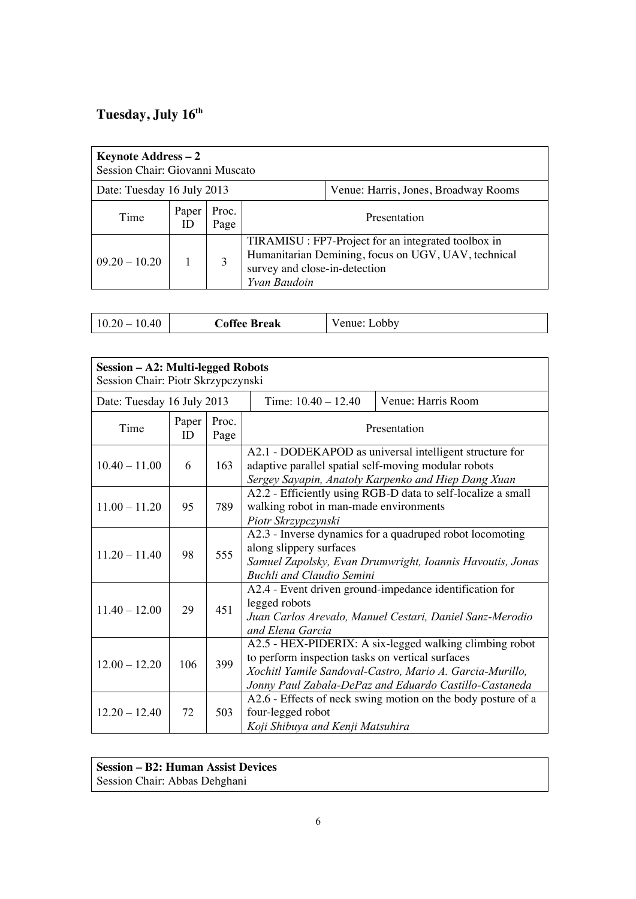## Tuesday, July 16th

| **Keynote Address – 2**<br>Session Chair: Giovanni Muscato | | | |
|---|---|---|---|
| Date: Tuesday 16 July 2013 | | | Venue: Harris, Jones, Broadway Rooms |
| Time | Paper ID | Proc. Page | Presentation |
| 09.20 – 10.20 | 1 | 3 | TIRAMISU : FP7-Project for an integrated toolbox in Humanitarian Demining, focus on UGV, UAV, technical survey and close-in-detection<br>*Yvan Baudoin* |

| 10.20 – 10.40 | **Coffee Break** | Venue: Lobby |
|---|---|---|

| **Session – A2: Multi-legged Robots**<br>Session Chair: Piotr Skrzypczynski | | | |
|---|---|---|---|
| Date: Tuesday 16 July 2013 | | Time: 10.40 – 12.40 | Venue: Harris Room |
| Time | Paper ID | Proc. Page | Presentation |
| 10.40 – 11.00 | 6 | 163 | A2.1 - DODEKAPOD as universal intelligent structure for adaptive parallel spatial self-moving modular robots<br>*Sergey Sayapin, Anatoly Karpenko and Hiep Dang Xuan* |
| 11.00 – 11.20 | 95 | 789 | A2.2 - Efficiently using RGB-D data to self-localize a small walking robot in man-made environments<br>*Piotr Skrzypczynski* |
| 11.20 – 11.40 | 98 | 555 | A2.3 - Inverse dynamics for a quadruped robot locomoting along slippery surfaces<br>*Samuel Zapolsky, Evan Drumwright, Ioannis Havoutis, Jonas Buchli and Claudio Semini* |
| 11.40 – 12.00 | 29 | 451 | A2.4 - Event driven ground-impedance identification for legged robots<br>*Juan Carlos Arevalo, Manuel Cestari, Daniel Sanz-Merodio and Elena Garcia* |
| 12.00 – 12.20 | 106 | 399 | A2.5 - HEX-PIDERIX: A six-legged walking climbing robot to perform inspection tasks on vertical surfaces<br>*Xochitl Yamile Sandoval-Castro, Mario A. Garcia-Murillo, Jonny Paul Zabala-DePaz and Eduardo Castillo-Castaneda* |
| 12.20 – 12.40 | 72 | 503 | A2.6 - Effects of neck swing motion on the body posture of a four-legged robot<br>*Koji Shibuya and Kenji Matsuhira* |

| **Session – B2: Human Assist Devices**<br>Session Chair: Abbas Dehghani |
|---|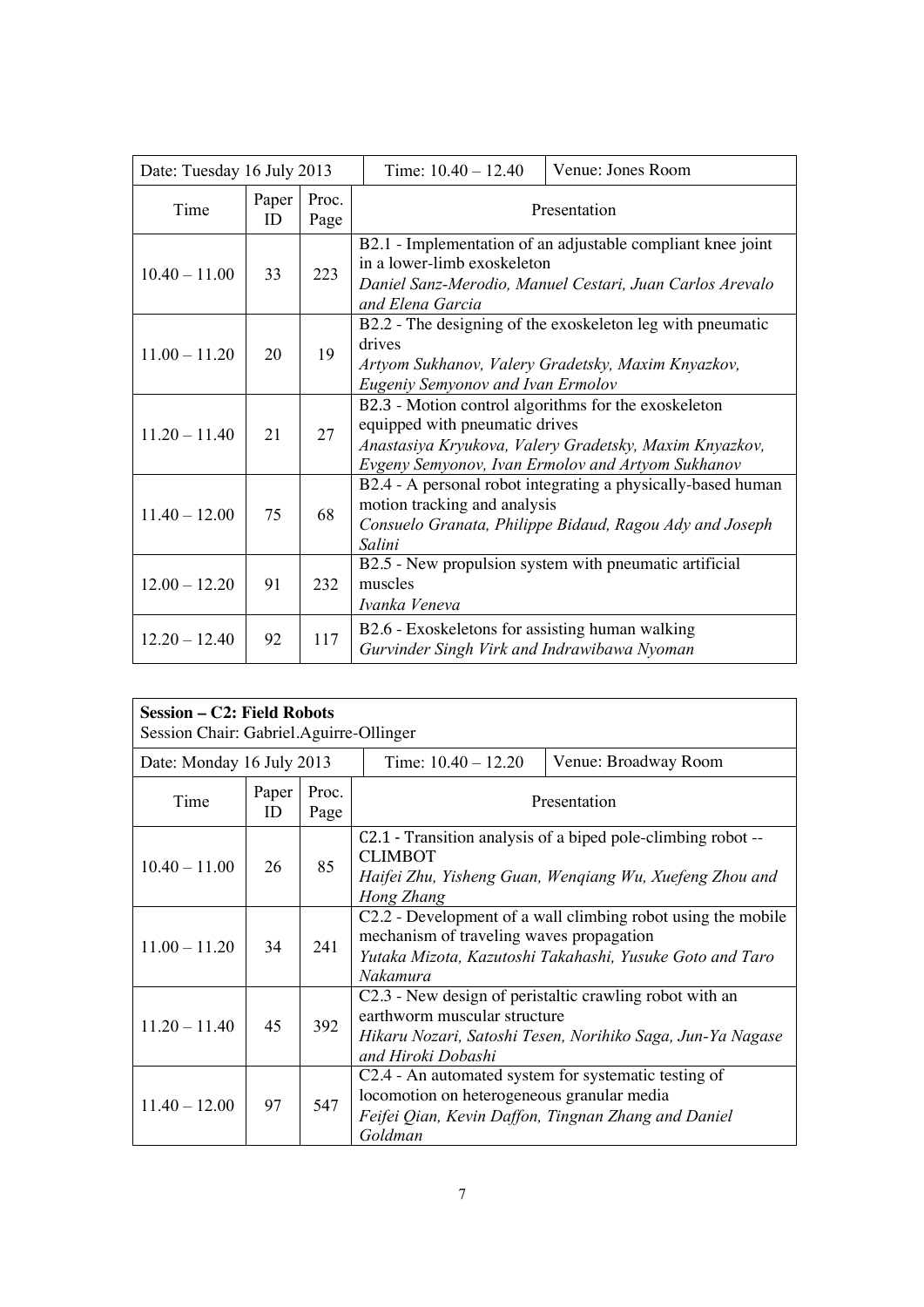| Date: Tuesday 16 July 2013 | | | Time: 10.40 – 12.40 | Venue: Jones Room |
|---|---|---|---|---|
| Time | Paper ID | Proc. Page | Presentation | |
| 10.40 – 11.00 | 33 | 223 | B2.1 - Implementation of an adjustable compliant knee joint in a lower-limb exoskeleton<br>*Daniel Sanz-Merodio, Manuel Cestari, Juan Carlos Arevalo and Elena Garcia* | |
| 11.00 – 11.20 | 20 | 19 | B2.2 - The designing of the exoskeleton leg with pneumatic drives<br>*Artyom Sukhanov, Valery Gradetsky, Maxim Knyazkov, Eugeniy Semyonov and Ivan Ermolov* | |
| 11.20 – 11.40 | 21 | 27 | B2.3 - Motion control algorithms for the exoskeleton equipped with pneumatic drives<br>*Anastasiya Kryukova, Valery Gradetsky, Maxim Knyazkov, Evgeny Semyonov, Ivan Ermolov and Artyom Sukhanov* | |
| 11.40 – 12.00 | 75 | 68 | B2.4 - A personal robot integrating a physically-based human motion tracking and analysis<br>*Consuelo Granata, Philippe Bidaud, Ragou Ady and Joseph Salini* | |
| 12.00 – 12.20 | 91 | 232 | B2.5 - New propulsion system with pneumatic artificial muscles<br>*Ivanka Veneva* | |
| 12.20 – 12.40 | 92 | 117 | B2.6 - Exoskeletons for assisting human walking<br>*Gurvinder Singh Virk and Indrawibawa Nyoman* | |

| **Session – C2: Field Robots**<br>Session Chair: Gabriel.Aguirre-Ollinger | | | | |
|---|---|---|---|---|
| Date: Monday 16 July 2013 | | | Time: 10.40 – 12.20 | Venue: Broadway Room |
| Time | Paper ID | Proc. Page | Presentation | |
| 10.40 – 11.00 | 26 | 85 | C2.1 - Transition analysis of a biped pole-climbing robot -- CLIMBOT<br>*Haifei Zhu, Yisheng Guan, Wenqiang Wu, Xuefeng Zhou and Hong Zhang* | |
| 11.00 – 11.20 | 34 | 241 | C2.2 - Development of a wall climbing robot using the mobile mechanism of traveling waves propagation<br>*Yutaka Mizota, Kazutoshi Takahashi, Yusuke Goto and Taro Nakamura* | |
| 11.20 – 11.40 | 45 | 392 | C2.3 - New design of peristaltic crawling robot with an earthworm muscular structure<br>*Hikaru Nozari, Satoshi Tesen, Norihiko Saga, Jun-Ya Nagase and Hiroki Dobashi* | |
| 11.40 – 12.00 | 97 | 547 | C2.4 - An automated system for systematic testing of locomotion on heterogeneous granular media<br>*Feifei Qian, Kevin Daffon, Tingnan Zhang and Daniel Goldman* | |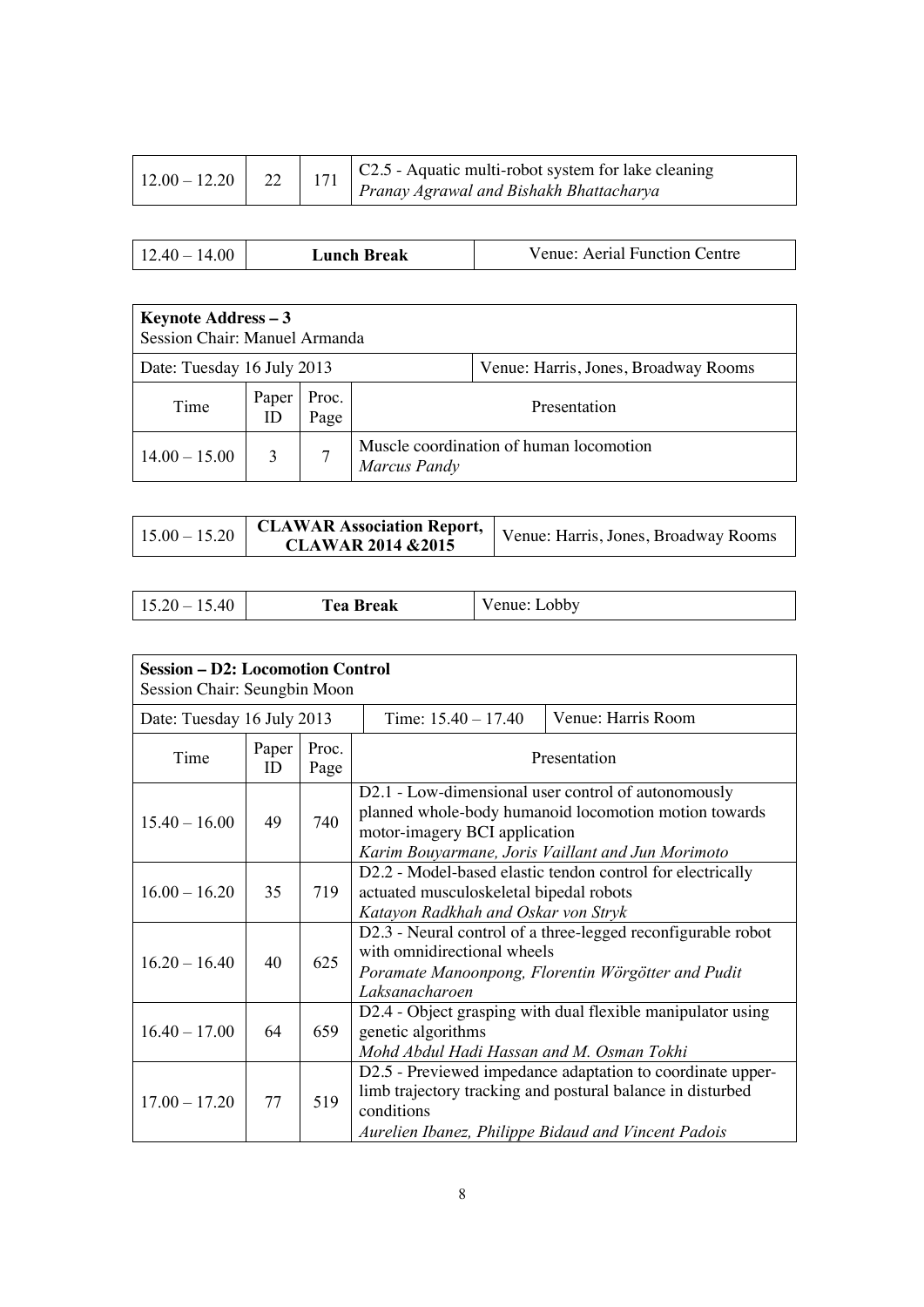| 12.00 – 12.20 | 22 | 171 | C2.5 - Aquatic multi-robot system for lake cleaning<br>*Pranay Agrawal and Bishakh Bhattacharya* |
|---|---|---|---|

| 12.40 – 14.00 | **Lunch Break** | Venue: Aerial Function Centre |
|---|---|---|

| **Keynote Address – 3**<br>Session Chair: Manuel Armanda | | | |
|---|---|---|---|
| Date: Tuesday 16 July 2013 | | | Venue: Harris, Jones, Broadway Rooms |
| Time | Paper ID | Proc. Page | Presentation |
| 14.00 – 15.00 | 3 | 7 | Muscle coordination of human locomotion<br>*Marcus Pandy* |

| 15.00 – 15.20 | **CLAWAR Association Report, CLAWAR 2014 &2015** | Venue: Harris, Jones, Broadway Rooms |
|---|---|---|

| 15.20 – 15.40 | **Tea Break** | Venue: Lobby |
|---|---|---|

| **Session – D2: Locomotion Control**<br>Session Chair: Seungbin Moon | | | |
|---|---|---|---|
| Date: Tuesday 16 July 2013 | | | Time: 15.40 – 17.40 — Venue: Harris Room |
| Time | Paper ID | Proc. Page | Presentation |
| 15.40 – 16.00 | 49 | 740 | D2.1 - Low-dimensional user control of autonomously planned whole-body humanoid locomotion motion towards motor-imagery BCI application<br>*Karim Bouyarmane, Joris Vaillant and Jun Morimoto* |
| 16.00 – 16.20 | 35 | 719 | D2.2 - Model-based elastic tendon control for electrically actuated musculoskeletal bipedal robots<br>*Katayon Radkhah and Oskar von Stryk* |
| 16.20 – 16.40 | 40 | 625 | D2.3 - Neural control of a three-legged reconfigurable robot with omnidirectional wheels<br>*Poramate Manoonpong, Florentin Wörgötter and Pudit Laksanacharoen* |
| 16.40 – 17.00 | 64 | 659 | D2.4 - Object grasping with dual flexible manipulator using genetic algorithms<br>*Mohd Abdul Hadi Hassan and M. Osman Tokhi* |
| 17.00 – 17.20 | 77 | 519 | D2.5 - Previewed impedance adaptation to coordinate upper-limb trajectory tracking and postural balance in disturbed conditions<br>*Aurelien Ibanez, Philippe Bidaud and Vincent Padois* |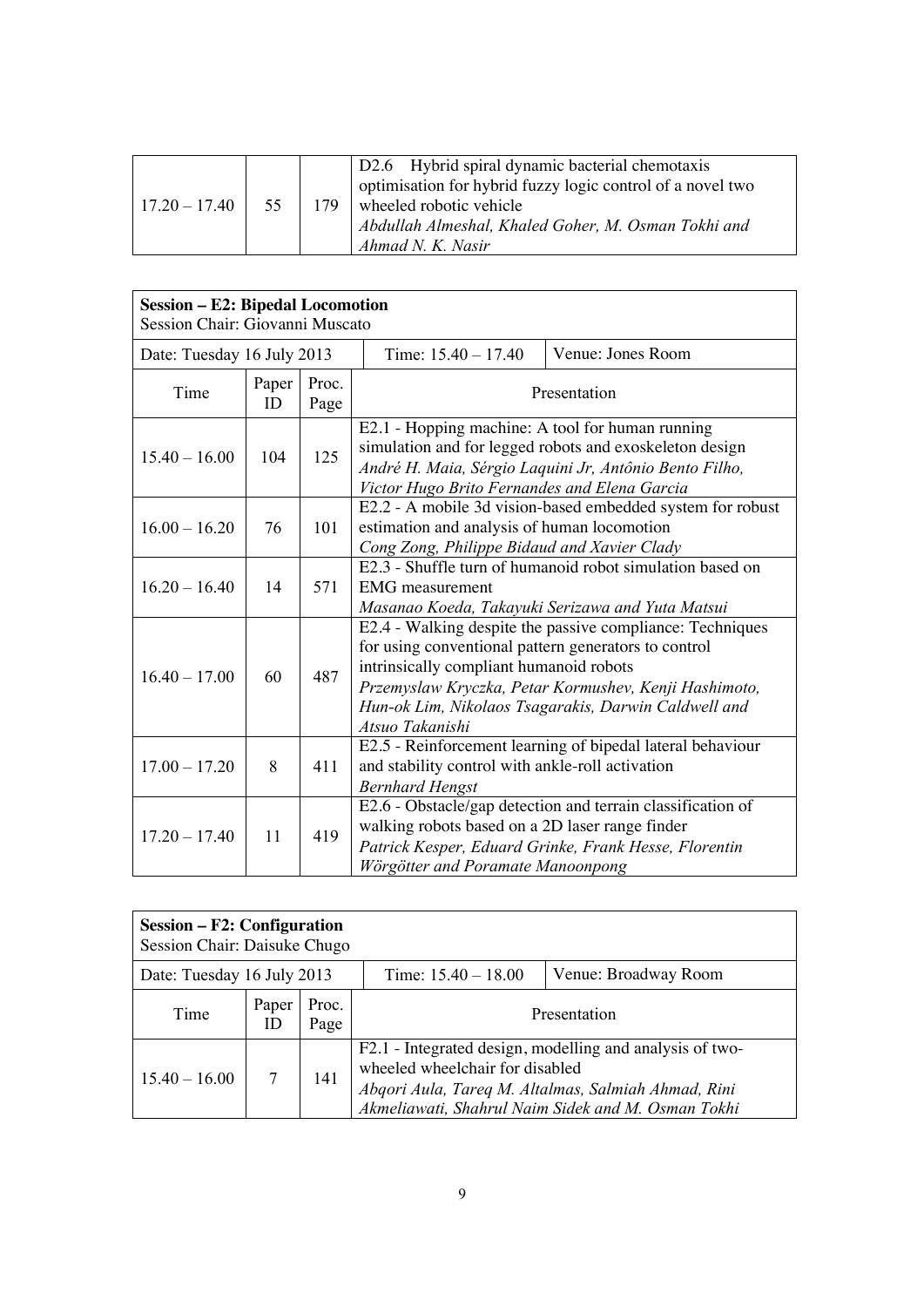| | | | |
|---|---|---|---|
| 17.20 – 17.40 | 55 | 179 | D2.6 Hybrid spiral dynamic bacterial chemotaxis optimisation for hybrid fuzzy logic control of a novel two wheeled robotic vehicle<br>*Abdullah Almeshal, Khaled Goher, M. Osman Tokhi and Ahmad N. K. Nasir* |

| **Session – E2: Bipedal Locomotion**<br>Session Chair: Giovanni Muscato | | | |
|---|---|---|---|
| Date: Tuesday 16 July 2013 | | Time: 15.40 – 17.40 | Venue: Jones Room |
| Time | Paper ID | Proc. Page | Presentation |
| 15.40 – 16.00 | 104 | 125 | E2.1 - Hopping machine: A tool for human running simulation and for legged robots and exoskeleton design<br>*André H. Maia, Sérgio Laquini Jr, Antônio Bento Filho, Victor Hugo Brito Fernandes and Elena Garcia* |
| 16.00 – 16.20 | 76 | 101 | E2.2 - A mobile 3d vision-based embedded system for robust estimation and analysis of human locomotion<br>*Cong Zong, Philippe Bidaud and Xavier Clady* |
| 16.20 – 16.40 | 14 | 571 | E2.3 - Shuffle turn of humanoid robot simulation based on EMG measurement<br>*Masanao Koeda, Takayuki Serizawa and Yuta Matsui* |
| 16.40 – 17.00 | 60 | 487 | E2.4 - Walking despite the passive compliance: Techniques for using conventional pattern generators to control intrinsically compliant humanoid robots<br>*Przemyslaw Kryczka, Petar Kormushev, Kenji Hashimoto, Hun-ok Lim, Nikolaos Tsagarakis, Darwin Caldwell and Atsuo Takanishi* |
| 17.00 – 17.20 | 8 | 411 | E2.5 - Reinforcement learning of bipedal lateral behaviour and stability control with ankle-roll activation<br>*Bernhard Hengst* |
| 17.20 – 17.40 | 11 | 419 | E2.6 - Obstacle/gap detection and terrain classification of walking robots based on a 2D laser range finder<br>*Patrick Kesper, Eduard Grinke, Frank Hesse, Florentin Wörgötter and Poramate Manoonpong* |

| **Session – F2: Configuration**<br>Session Chair: Daisuke Chugo | | | |
|---|---|---|---|
| Date: Tuesday 16 July 2013 | | Time: 15.40 – 18.00 | Venue: Broadway Room |
| Time | Paper ID | Proc. Page | Presentation |
| 15.40 – 16.00 | 7 | 141 | F2.1 - Integrated design, modelling and analysis of two-wheeled wheelchair for disabled<br>*Abqori Aula, Tareq M. Altalmas, Salmiah Ahmad, Rini Akmeliawati, Shahrul Naim Sidek and M. Osman Tokhi* |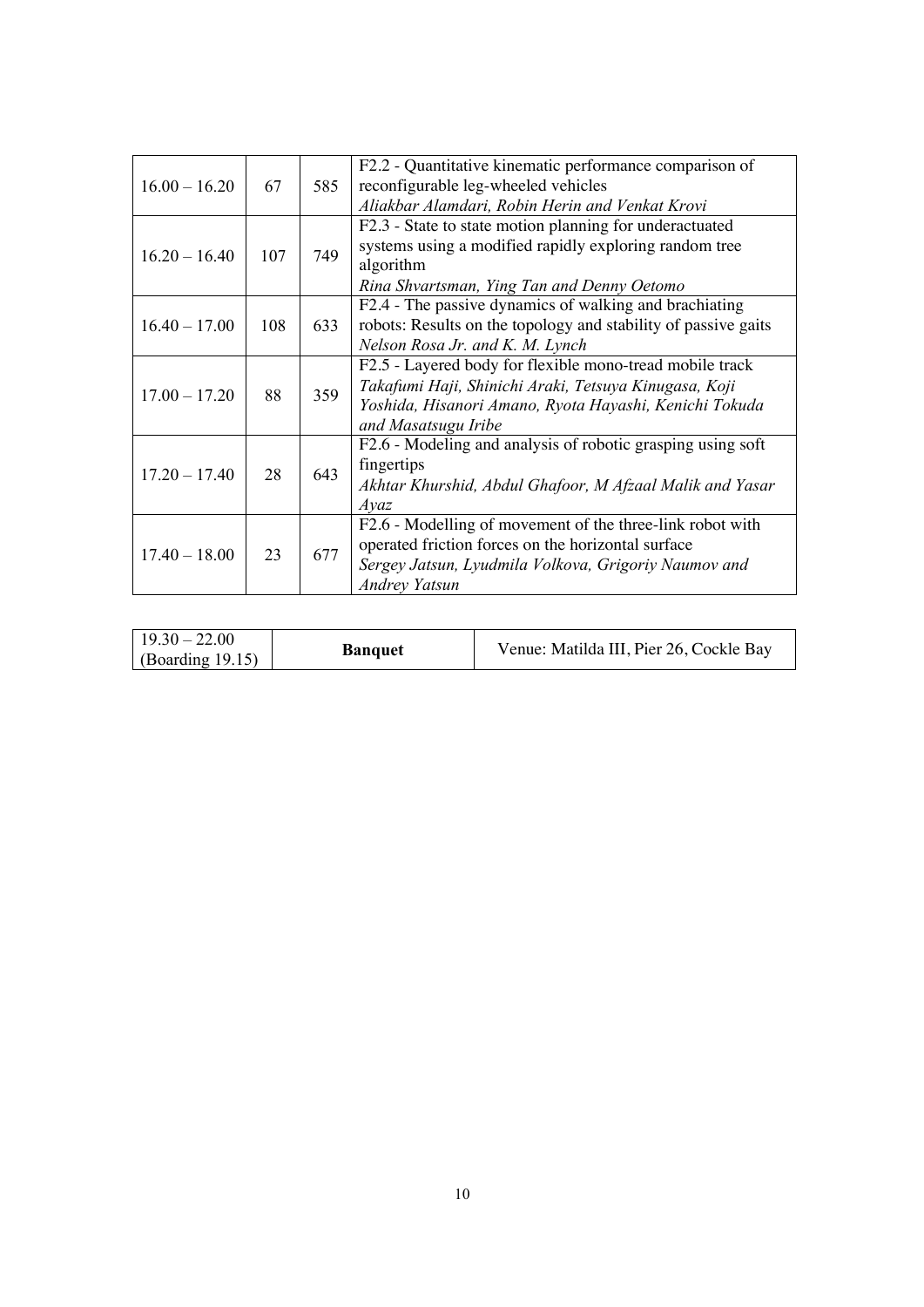| | | | |
|---|---|---|---|
| 16.00 – 16.20 | 67 | 585 | F2.2 - Quantitative kinematic performance comparison of reconfigurable leg-wheeled vehicles<br>*Aliakbar Alamdari, Robin Herin and Venkat Krovi* |
| 16.20 – 16.40 | 107 | 749 | F2.3 - State to state motion planning for underactuated systems using a modified rapidly exploring random tree algorithm<br>*Rina Shvartsman, Ying Tan and Denny Oetomo* |
| 16.40 – 17.00 | 108 | 633 | F2.4 - The passive dynamics of walking and brachiating robots: Results on the topology and stability of passive gaits<br>*Nelson Rosa Jr. and K. M. Lynch* |
| 17.00 – 17.20 | 88 | 359 | F2.5 - Layered body for flexible mono-tread mobile track<br>*Takafumi Haji, Shinichi Araki, Tetsuya Kinugasa, Koji Yoshida, Hisanori Amano, Ryota Hayashi, Kenichi Tokuda and Masatsugu Iribe* |
| 17.20 – 17.40 | 28 | 643 | F2.6 - Modeling and analysis of robotic grasping using soft fingertips<br>*Akhtar Khurshid, Abdul Ghafoor, M Afzaal Malik and Yasar Ayaz* |
| 17.40 – 18.00 | 23 | 677 | F2.6 - Modelling of movement of the three-link robot with operated friction forces on the horizontal surface<br>*Sergey Jatsun, Lyudmila Volkova, Grigoriy Naumov and Andrey Yatsun* |

| | | |
|---|---|---|
| 19.30 – 22.00 (Boarding 19.15) | **Banquet** | Venue: Matilda III, Pier 26, Cockle Bay |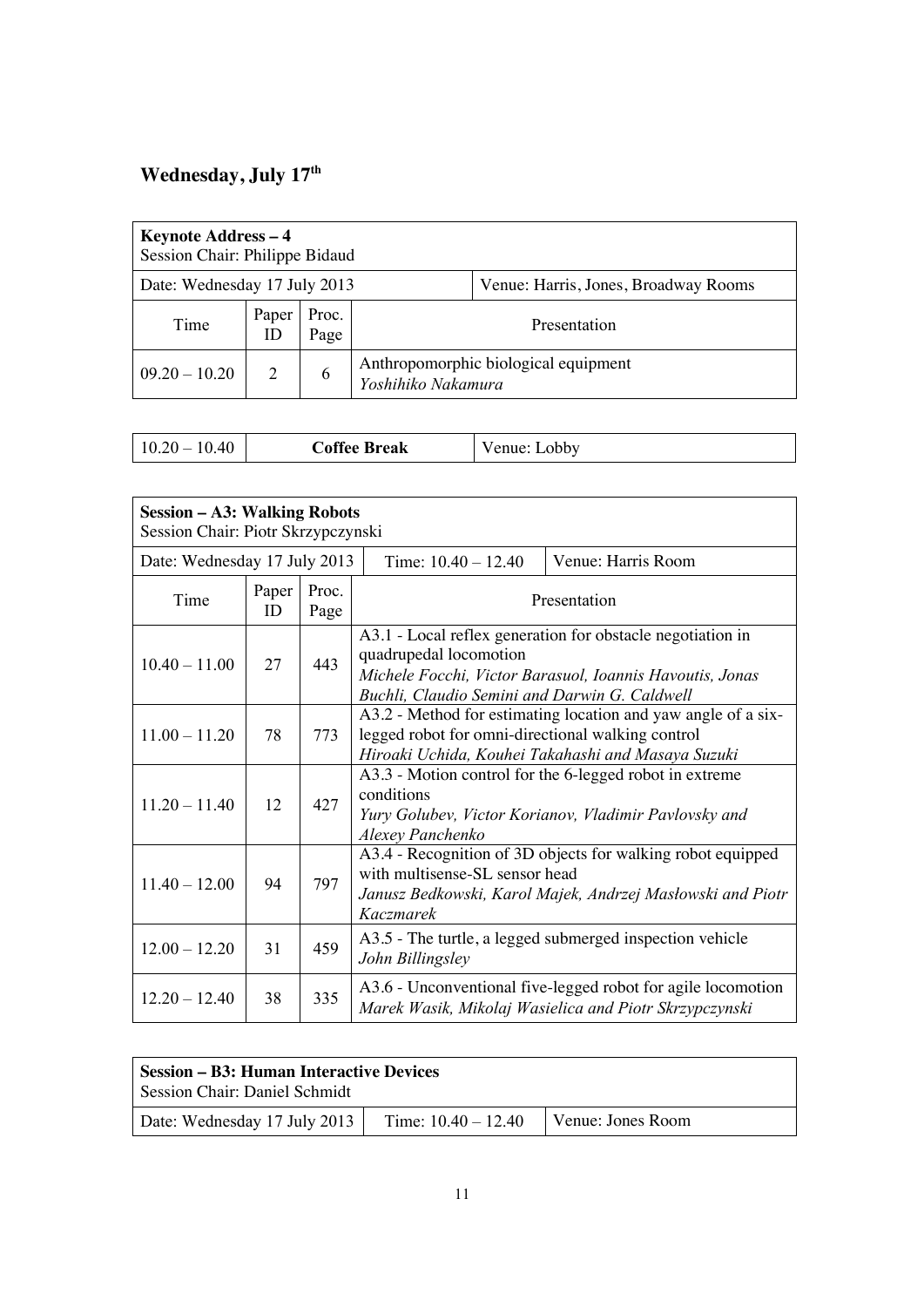## Wednesday, July 17th

| **Keynote Address – 4**<br>Session Chair: Philippe Bidaud | | | |
|---|---|---|---|
| Date: Wednesday 17 July 2013 | | | Venue: Harris, Jones, Broadway Rooms |
| Time | Paper ID | Proc. Page | Presentation |
| 09.20 – 10.20 | 2 | 6 | Anthropomorphic biological equipment<br>*Yoshihiko Nakamura* |

| 10.20 – 10.40 | **Coffee Break** | Venue: Lobby |
|---|---|---|

| **Session – A3: Walking Robots**<br>Session Chair: Piotr Skrzypczynski | | | |
|---|---|---|---|
| Date: Wednesday 17 July 2013 | | Time: 10.40 – 12.40 | Venue: Harris Room |
| Time | Paper ID | Proc. Page | Presentation |
| 10.40 – 11.00 | 27 | 443 | A3.1 - Local reflex generation for obstacle negotiation in quadrupedal locomotion<br>*Michele Focchi, Victor Barasuol, Ioannis Havoutis, Jonas Buchli, Claudio Semini and Darwin G. Caldwell* |
| 11.00 – 11.20 | 78 | 773 | A3.2 - Method for estimating location and yaw angle of a six-legged robot for omni-directional walking control<br>*Hiroaki Uchida, Kouhei Takahashi and Masaya Suzuki* |
| 11.20 – 11.40 | 12 | 427 | A3.3 - Motion control for the 6-legged robot in extreme conditions<br>*Yury Golubev, Victor Korianov, Vladimir Pavlovsky and Alexey Panchenko* |
| 11.40 – 12.00 | 94 | 797 | A3.4 - Recognition of 3D objects for walking robot equipped with multisense-SL sensor head<br>*Janusz Bedkowski, Karol Majek, Andrzej Masłowski and Piotr Kaczmarek* |
| 12.00 – 12.20 | 31 | 459 | A3.5 - The turtle, a legged submerged inspection vehicle<br>*John Billingsley* |
| 12.20 – 12.40 | 38 | 335 | A3.6 - Unconventional five-legged robot for agile locomotion<br>*Marek Wasik, Mikolaj Wasielica and Piotr Skrzypczynski* |

| **Session – B3: Human Interactive Devices**<br>Session Chair: Daniel Schmidt | | |
|---|---|---|
| Date: Wednesday 17 July 2013 | Time: 10.40 – 12.40 | Venue: Jones Room |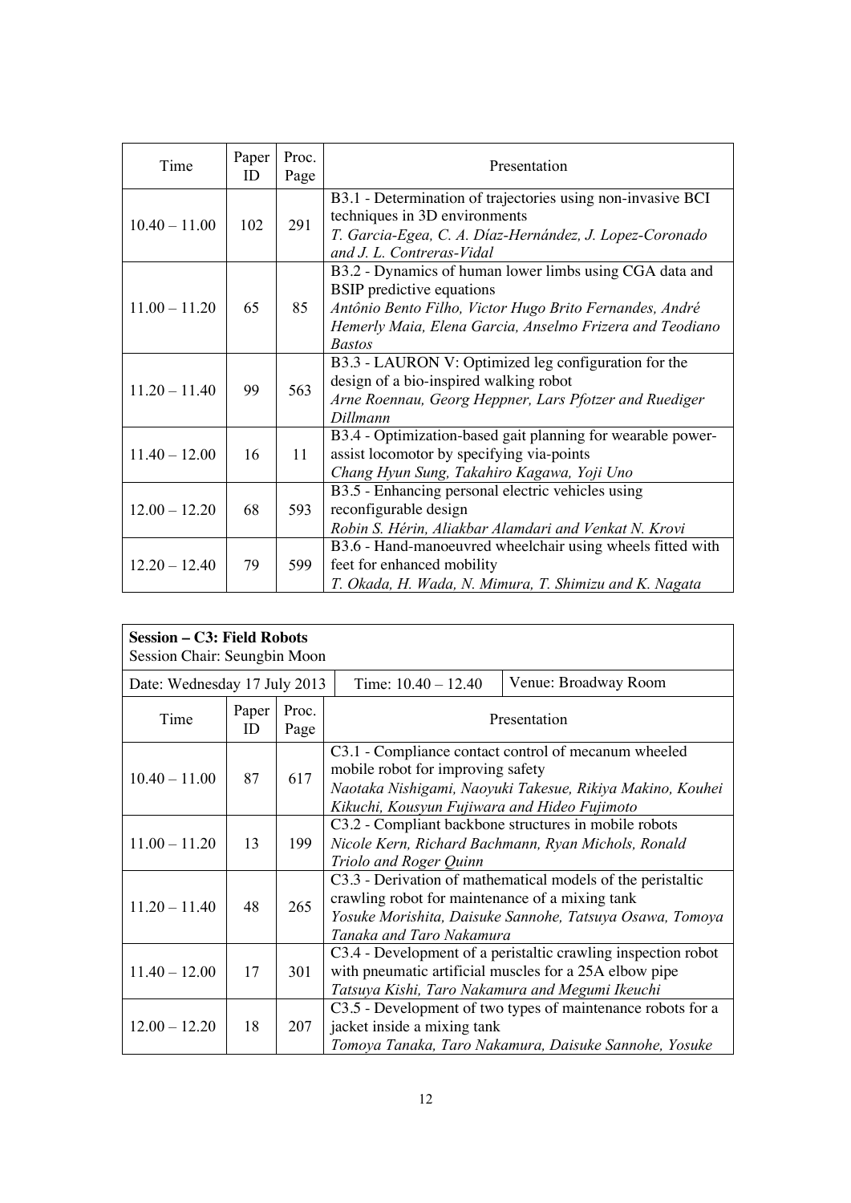| Time | Paper ID | Proc. Page | Presentation |
|---|---|---|---|
| 10.40 – 11.00 | 102 | 291 | B3.1 - Determination of trajectories using non-invasive BCI techniques in 3D environments<br>*T. Garcia-Egea, C. A. Díaz-Hernández, J. Lopez-Coronado and J. L. Contreras-Vidal* |
| 11.00 – 11.20 | 65 | 85 | B3.2 - Dynamics of human lower limbs using CGA data and BSIP predictive equations<br>*Antônio Bento Filho, Victor Hugo Brito Fernandes, André Hemerly Maia, Elena Garcia, Anselmo Frizera and Teodiano Bastos* |
| 11.20 – 11.40 | 99 | 563 | B3.3 - LAURON V: Optimized leg configuration for the design of a bio-inspired walking robot<br>*Arne Roennau, Georg Heppner, Lars Pfotzer and Ruediger Dillmann* |
| 11.40 – 12.00 | 16 | 11 | B3.4 - Optimization-based gait planning for wearable power-assist locomotor by specifying via-points<br>*Chang Hyun Sung, Takahiro Kagawa, Yoji Uno* |
| 12.00 – 12.20 | 68 | 593 | B3.5 - Enhancing personal electric vehicles using reconfigurable design<br>*Robin S. Hérin, Aliakbar Alamdari and Venkat N. Krovi* |
| 12.20 – 12.40 | 79 | 599 | B3.6 - Hand-manoeuvred wheelchair using wheels fitted with feet for enhanced mobility<br>*T. Okada, H. Wada, N. Mimura, T. Shimizu and K. Nagata* |

**Session – C3: Field Robots**
Session Chair: Seungbin Moon

Date: Wednesday 17 July 2013 | Time: 10.40 – 12.40 | Venue: Broadway Room

| Time | Paper ID | Proc. Page | Presentation |
|---|---|---|---|
| 10.40 – 11.00 | 87 | 617 | C3.1 - Compliance contact control of mecanum wheeled mobile robot for improving safety<br>*Naotaka Nishigami, Naoyuki Takesue, Rikiya Makino, Kouhei Kikuchi, Kousyun Fujiwara and Hideo Fujimoto* |
| 11.00 – 11.20 | 13 | 199 | C3.2 - Compliant backbone structures in mobile robots<br>*Nicole Kern, Richard Bachmann, Ryan Michols, Ronald Triolo and Roger Quinn* |
| 11.20 – 11.40 | 48 | 265 | C3.3 - Derivation of mathematical models of the peristaltic crawling robot for maintenance of a mixing tank<br>*Yosuke Morishita, Daisuke Sannohe, Tatsuya Osawa, Tomoya Tanaka and Taro Nakamura* |
| 11.40 – 12.00 | 17 | 301 | C3.4 - Development of a peristaltic crawling inspection robot with pneumatic artificial muscles for a 25A elbow pipe<br>*Tatsuya Kishi, Taro Nakamura and Megumi Ikeuchi* |
| 12.00 – 12.20 | 18 | 207 | C3.5 - Development of two types of maintenance robots for a jacket inside a mixing tank<br>*Tomoya Tanaka, Taro Nakamura, Daisuke Sannohe, Yosuke* |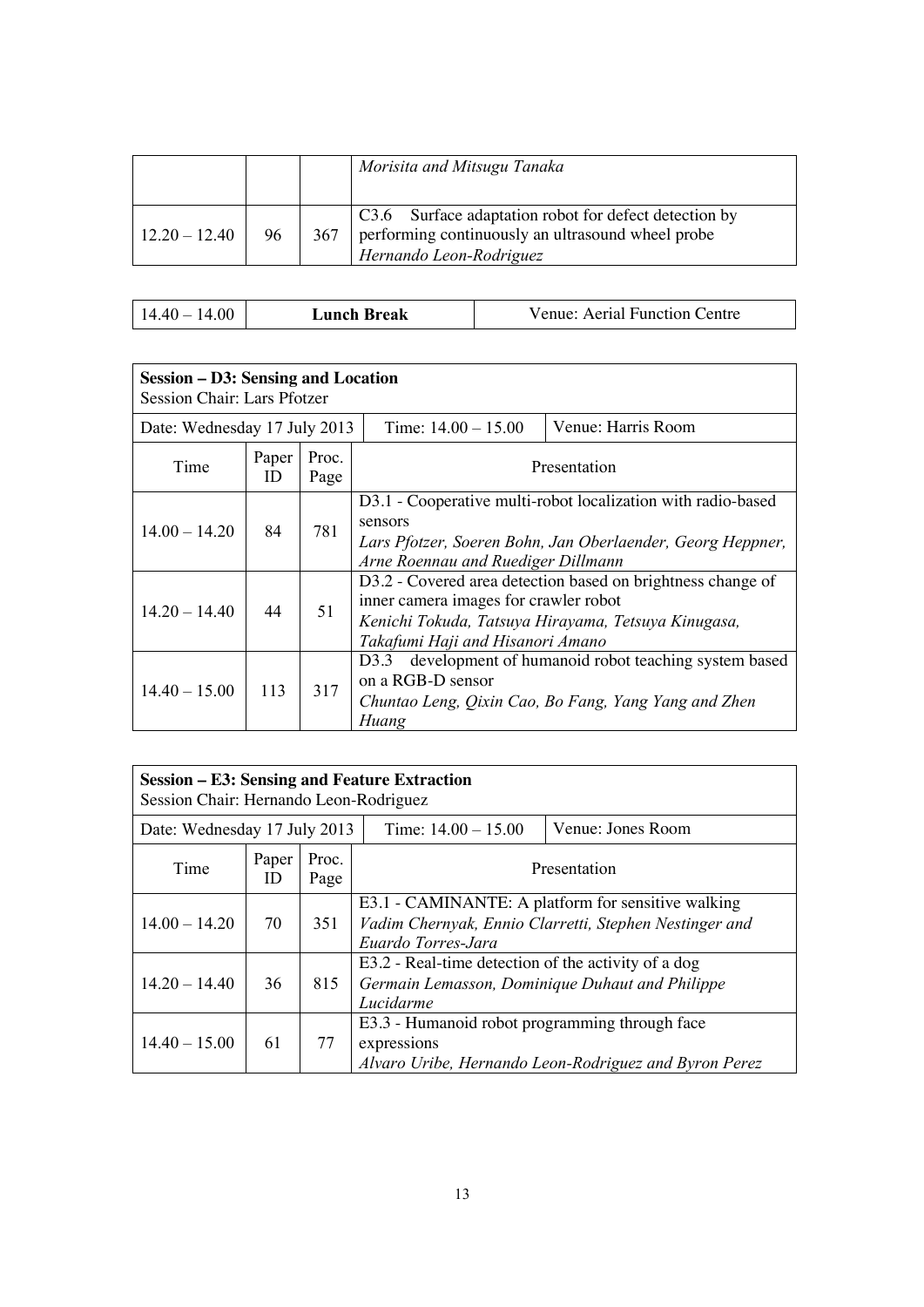| | | | |
|---|---|---|---|
| | | | *Morisita and Mitsugu Tanaka* |
| 12.20 – 12.40 | 96 | 367 | C3.6 Surface adaptation robot for defect detection by performing continuously an ultrasound wheel probe<br>*Hernando Leon-Rodriguez* |

| 14.40 – 14.00 | **Lunch Break** | Venue: Aerial Function Centre |
|---|---|---|

**Session – D3: Sensing and Location**
Session Chair: Lars Pfotzer

Date: Wednesday 17 July 2013 | Time: 14.00 – 15.00 | Venue: Harris Room

| Time | Paper ID | Proc. Page | Presentation |
|---|---|---|---|
| 14.00 – 14.20 | 84 | 781 | D3.1 - Cooperative multi-robot localization with radio-based sensors<br>*Lars Pfotzer, Soeren Bohn, Jan Oberlaender, Georg Heppner, Arne Roennau and Ruediger Dillmann* |
| 14.20 – 14.40 | 44 | 51 | D3.2 - Covered area detection based on brightness change of inner camera images for crawler robot<br>*Kenichi Tokuda, Tatsuya Hirayama, Tetsuya Kinugasa, Takafumi Haji and Hisanori Amano* |
| 14.40 – 15.00 | 113 | 317 | D3.3 development of humanoid robot teaching system based on a RGB-D sensor<br>*Chuntao Leng, Qixin Cao, Bo Fang, Yang Yang and Zhen Huang* |

**Session – E3: Sensing and Feature Extraction**
Session Chair: Hernando Leon-Rodriguez

Date: Wednesday 17 July 2013 | Time: 14.00 – 15.00 | Venue: Jones Room

| Time | Paper ID | Proc. Page | Presentation |
|---|---|---|---|
| 14.00 – 14.20 | 70 | 351 | E3.1 - CAMINANTE: A platform for sensitive walking<br>*Vadim Chernyak, Ennio Clarretti, Stephen Nestinger and Euardo Torres-Jara* |
| 14.20 – 14.40 | 36 | 815 | E3.2 - Real-time detection of the activity of a dog<br>*Germain Lemasson, Dominique Duhaut and Philippe Lucidarme* |
| 14.40 – 15.00 | 61 | 77 | E3.3 - Humanoid robot programming through face expressions<br>*Alvaro Uribe, Hernando Leon-Rodriguez and Byron Perez* |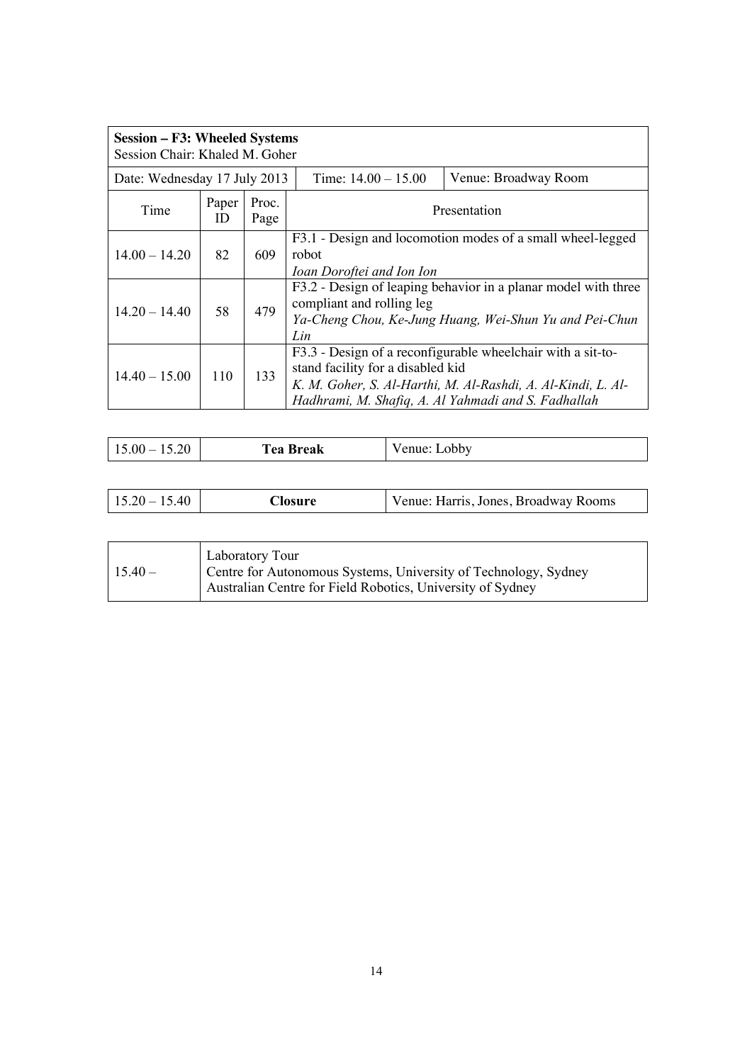| **Session – F3: Wheeled Systems**<br>Session Chair: Khaled M. Goher | | | |
|---|---|---|---|
| Date: Wednesday 17 July 2013 | | Time: 14.00 – 15.00 | Venue: Broadway Room |

| Time | Paper ID | Proc. Page | Presentation |
|---|---|---|---|
| 14.00 – 14.20 | 82 | 609 | F3.1 - Design and locomotion modes of a small wheel-legged robot<br>*Ioan Doroftei and Ion Ion* |
| 14.20 – 14.40 | 58 | 479 | F3.2 - Design of leaping behavior in a planar model with three compliant and rolling leg<br>*Ya-Cheng Chou, Ke-Jung Huang, Wei-Shun Yu and Pei-Chun Lin* |
| 14.40 – 15.00 | 110 | 133 | F3.3 - Design of a reconfigurable wheelchair with a sit-to-stand facility for a disabled kid<br>*K. M. Goher, S. Al-Harthi, M. Al-Rashdi, A. Al-Kindi, L. Al-Hadhrami, M. Shafiq, A. Al Yahmadi and S. Fadhallah* |

| 15.00 – 15.20 | **Tea Break** | Venue: Lobby |
|---|---|---|

| 15.20 – 15.40 | **Closure** | Venue: Harris, Jones, Broadway Rooms |
|---|---|---|

| 15.40 – | Laboratory Tour<br>Centre for Autonomous Systems, University of Technology, Sydney<br>Australian Centre for Field Robotics, University of Sydney |
|---|---|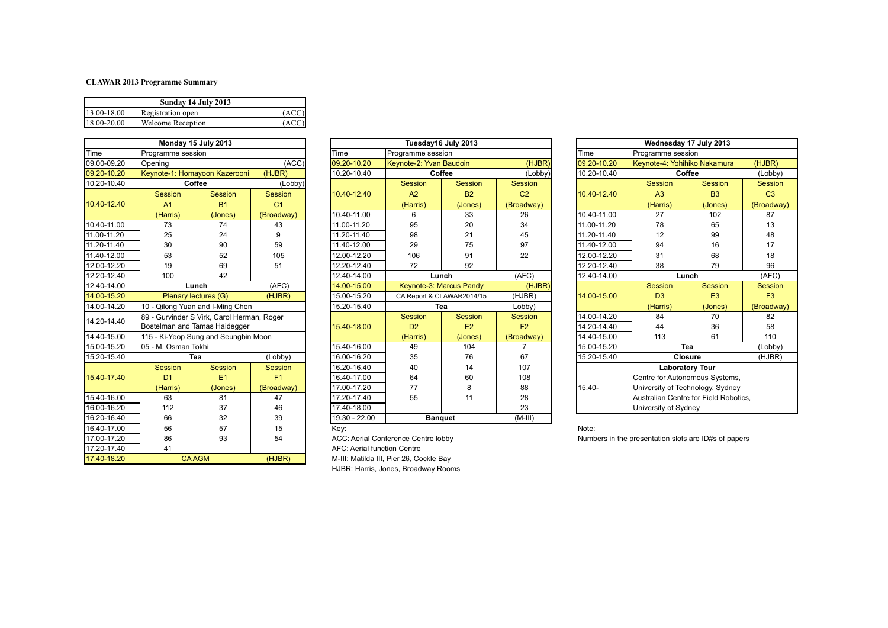**CLAWAR 2013 Programme Summary**

| Sunday 14 July 2013 | | |
|---|---|---|
| 13.00-18.00 | Registration open | (ACC) |
| 18.00-20.00 | Welcome Reception | (ACC) |

| Monday 15 July 2013 | | | |
|---|---|---|---|
| Time | Programme session | | |
| 09.00-09.20 | Opening | | (ACC) |
| 09.20-10.20 | Keynote-1: Homayoon Kazerooni | | (HJBR) |
| 10.20-10.40 | Coffee | | (Lobby) |
| 10.40-12.40 | Session A1 (Harris) | Session B1 (Jones) | Session C1 (Broadway) |
| 10.40-11.00 | 73 | 74 | 43 |
| 11.00-11.20 | 25 | 24 | 9 |
| 11.20-11.40 | 30 | 90 | 59 |
| 11.40-12.00 | 53 | 52 | 105 |
| 12.00-12.20 | 19 | 69 | 51 |
| 12.20-12.40 | 100 | 42 | |
| 12.40-14.00 | Lunch | | (AFC) |
| 14.00-15.20 | Plenary lectures (G) | | (HJBR) |
| 14.00-14.20 | 10 - Qilong Yuan and I-Ming Chen | | |
| 14.20-14.40 | 89 - Gurvinder S Virk, Carol Herman, Roger Bostelman and Tamas Haidegger | | |
| 14.40-15.00 | 115 - Ki-Yeop Sung and Seungbin Moon | | |
| 15.00-15.20 | 05 - M. Osman Tokhi | | |
| 15.20-15.40 | Tea | | (Lobby) |
| 15.40-17.40 | Session D1 (Harris) | Session E1 (Jones) | Session F1 (Broadway) |
| 15.40-16.00 | 63 | 81 | 47 |
| 16.00-16.20 | 112 | 37 | 46 |
| 16.20-16.40 | 66 | 32 | 39 |
| 16.40-17.00 | 56 | 57 | 15 |
| 17.00-17.20 | 86 | 93 | 54 |
| 17.20-17.40 | 41 | | |
| 17.40-18.20 | CA AGM | | (HJBR) |

| Tuesday16 July 2013 | | | |
|---|---|---|---|
| Time | Programme session | | |
| 09.20-10.20 | Keynote-2: Yvan Baudoin | | (HJBR) |
| 10.20-10.40 | Coffee | | (Lobby) |
| 10.40-12.40 | Session A2 (Harris) | Session B2 (Jones) | Session C2 (Broadway) |
| 10.40-11.00 | 6 | 33 | 26 |
| 11.00-11.20 | 95 | 20 | 34 |
| 11.20-11.40 | 98 | 21 | 45 |
| 11.40-12.00 | 29 | 75 | 97 |
| 12.00-12.20 | 106 | 91 | 22 |
| 12.20-12.40 | 72 | 92 | |
| 12.40-14.00 | Lunch | | (AFC) |
| 14.00-15.00 | Keynote-3: Marcus Pandy | | (HJBR) |
| 15.00-15.20 | CA Report & CLAWAR2014/15 | | (HJBR) |
| 15.20-15.40 | Tea | | Lobby) |
| 15.40-18.00 | Session D2 (Harris) | Session E2 (Jones) | Session F2 (Broadway) |
| 15.40-16.00 | 49 | 104 | 7 |
| 16.00-16.20 | 35 | 76 | 67 |
| 16.20-16.40 | 40 | 14 | 107 |
| 16.40-17.00 | 64 | 60 | 108 |
| 17.00-17.20 | 77 | 8 | 88 |
| 17.20-17.40 | 55 | 11 | 28 |
| 17.40-18.00 | | | 23 |
| 19.30 - 22.00 | Banquet | | (M-III) |

Key:
ACC: Aerial Conference Centre lobby
AFC: Aerial function Centre
M-III: Matilda III, Pier 26, Cockle Bay
HJBR: Harris, Jones, Broadway Rooms

| Wednesday 17 July 2013 | | | |
|---|---|---|---|
| Time | Programme session | | |
| 09.20-10.20 | Keynote-4: Yohihiko Nakamura | | (HJBR) |
| 10.20-10.40 | Coffee | | (Lobby) |
| 10.40-12.40 | Session A3 (Harris) | Session B3 (Jones) | Session C3 (Broadway) |
| 10.40-11.00 | 27 | 102 | 87 |
| 11.00-11.20 | 78 | 65 | 13 |
| 11.20-11.40 | 12 | 99 | 48 |
| 11.40-12.00 | 94 | 16 | 17 |
| 12.00-12.20 | 31 | 68 | 18 |
| 12.20-12.40 | 38 | 79 | 96 |
| 12.40-14.00 | Lunch | | (AFC) |
| 14.00-15.00 | Session D3 (Harris) | Session E3 (Jones) | Session F3 (Broadway) |
| 14.00-14.20 | 84 | 70 | 82 |
| 14.20-14.40 | 44 | 36 | 58 |
| 14,40-15.00 | 113 | 61 | 110 |
| 15.00-15.20 | Tea | | (Lobby) |
| 15.20-15.40 | Closure | | (HJBR) |
| 15.40- | Laboratory Tour<br>Centre for Autonomous Systems,<br>University of Technology, Sydney<br>Australian Centre for Field Robotics,<br>University of Sydney | | |

Note:
Numbers in the presentation slots are ID#s of papers